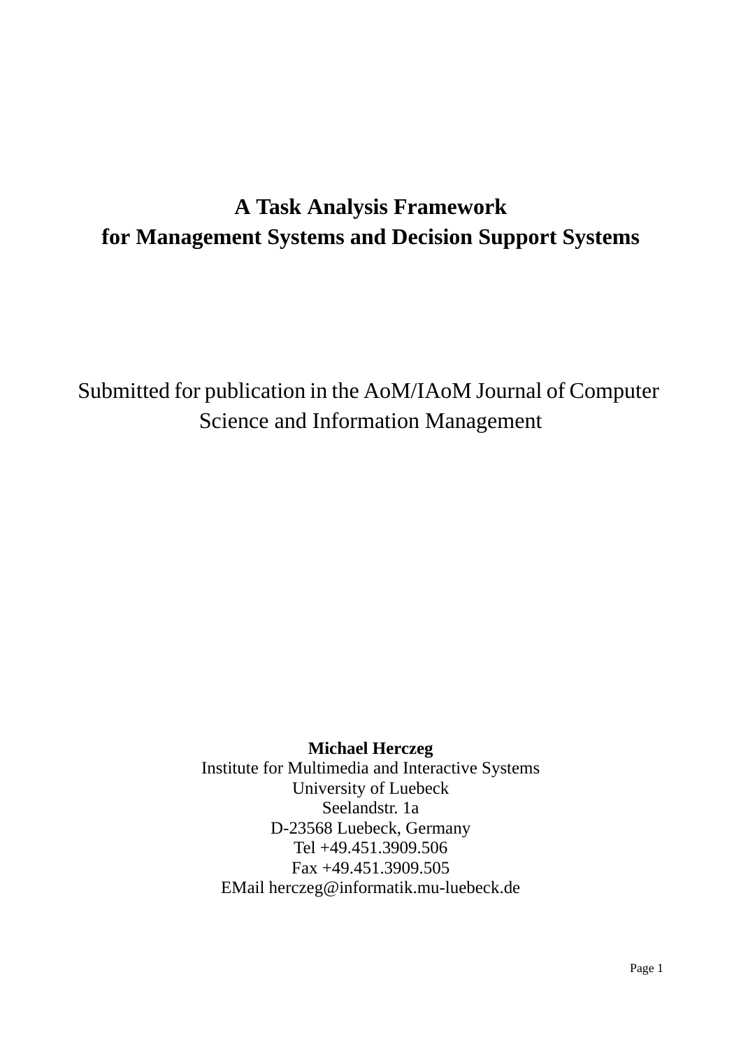# A Task Analysis Framework for Management Systems and Decision Support Systems

Submitted for publication in the AoM/IAoM Journal of Computer Science and Information Management

**Michael Herczeg**
Institute for Multimedia and Interactive Systems
University of Luebeck
Seelandstr. 1a
D-23568 Luebeck, Germany
Tel +49.451.3909.506
Fax +49.451.3909.505
EMail herczeg@informatik.mu-luebeck.de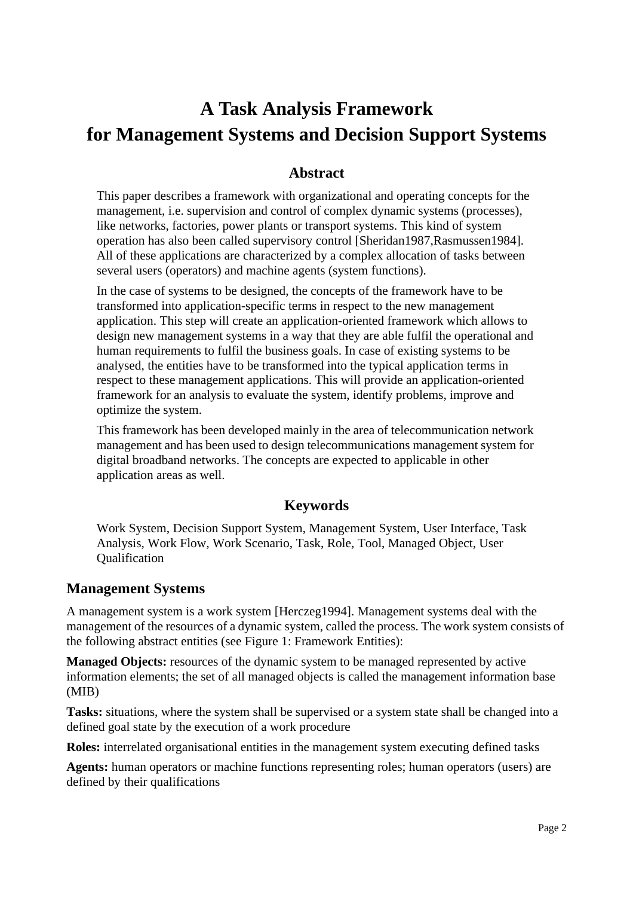# A Task Analysis Framework for Management Systems and Decision Support Systems

## Abstract

This paper describes a framework with organizational and operating concepts for the management, i.e. supervision and control of complex dynamic systems (processes), like networks, factories, power plants or transport systems. This kind of system operation has also been called supervisory control [Sheridan1987,Rasmussen1984]. All of these applications are characterized by a complex allocation of tasks between several users (operators) and machine agents (system functions).

In the case of systems to be designed, the concepts of the framework have to be transformed into application-specific terms in respect to the new management application. This step will create an application-oriented framework which allows to design new management systems in a way that they are able fulfil the operational and human requirements to fulfil the business goals. In case of existing systems to be analysed, the entities have to be transformed into the typical application terms in respect to these management applications. This will provide an application-oriented framework for an analysis to evaluate the system, identify problems, improve and optimize the system.

This framework has been developed mainly in the area of telecommunication network management and has been used to design telecommunications management system for digital broadband networks. The concepts are expected to applicable in other application areas as well.

## Keywords

Work System, Decision Support System, Management System, User Interface, Task Analysis, Work Flow, Work Scenario, Task, Role, Tool, Managed Object, User Qualification

## Management Systems

A management system is a work system [Herczeg1994]. Management systems deal with the management of the resources of a dynamic system, called the process. The work system consists of the following abstract entities (see Figure 1: Framework Entities):

**Managed Objects:** resources of the dynamic system to be managed represented by active information elements; the set of all managed objects is called the management information base (MIB)

**Tasks:** situations, where the system shall be supervised or a system state shall be changed into a defined goal state by the execution of a work procedure

**Roles:** interrelated organisational entities in the management system executing defined tasks

**Agents:** human operators or machine functions representing roles; human operators (users) are defined by their qualifications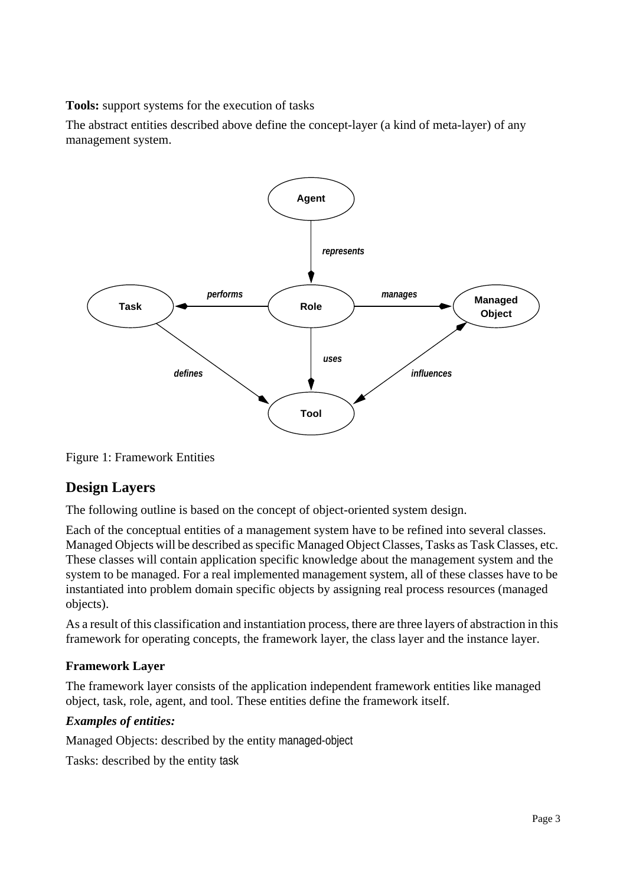**Tools:** support systems for the execution of tasks

The abstract entities described above define the concept-layer (a kind of meta-layer) of any management system.

Figure 1: Framework Entities

## Design Layers

The following outline is based on the concept of object-oriented system design.

Each of the conceptual entities of a management system have to be refined into several classes. Managed Objects will be described as specific Managed Object Classes, Tasks as Task Classes, etc. These classes will contain application specific knowledge about the management system and the system to be managed. For a real implemented management system, all of these classes have to be instantiated into problem domain specific objects by assigning real process resources (managed objects).

As a result of this classification and instantiation process, there are three layers of abstraction in this framework for operating concepts, the framework layer, the class layer and the instance layer.

### Framework Layer

The framework layer consists of the application independent framework entities like managed object, task, role, agent, and tool. These entities define the framework itself.

***Examples of entities:***

Managed Objects: described by the entity managed-object

Tasks: described by the entity task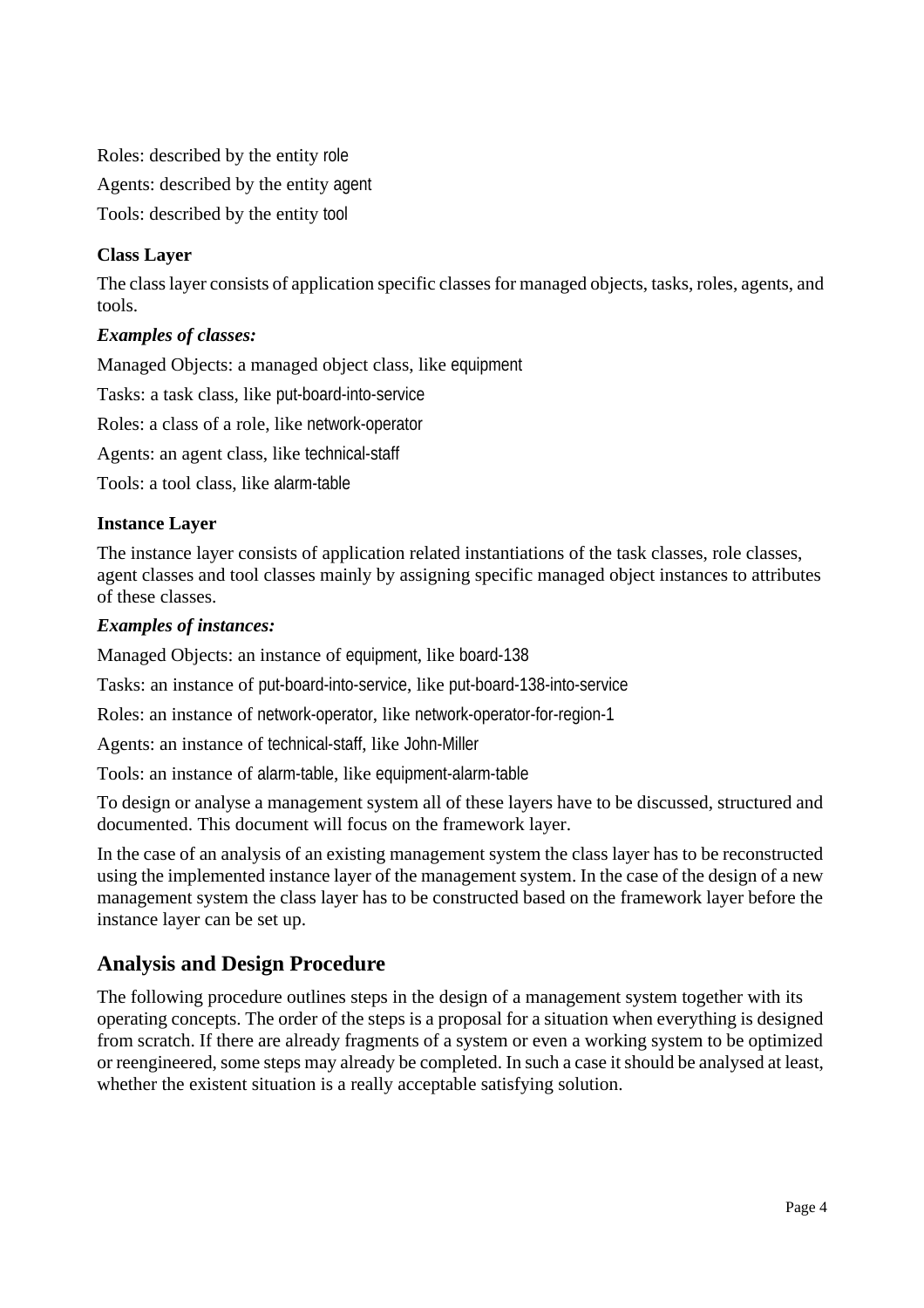Roles: described by the entity role

Agents: described by the entity agent

Tools: described by the entity tool

### Class Layer

The class layer consists of application specific classes for managed objects, tasks, roles, agents, and tools.

***Examples of classes:***

Managed Objects: a managed object class, like equipment

Tasks: a task class, like put-board-into-service

Roles: a class of a role, like network-operator

Agents: an agent class, like technical-staff

Tools: a tool class, like alarm-table

### Instance Layer

The instance layer consists of application related instantiations of the task classes, role classes, agent classes and tool classes mainly by assigning specific managed object instances to attributes of these classes.

***Examples of instances:***

Managed Objects: an instance of equipment, like board-138

Tasks: an instance of put-board-into-service, like put-board-138-into-service

Roles: an instance of network-operator, like network-operator-for-region-1

Agents: an instance of technical-staff, like John-Miller

Tools: an instance of alarm-table, like equipment-alarm-table

To design or analyse a management system all of these layers have to be discussed, structured and documented. This document will focus on the framework layer.

In the case of an analysis of an existing management system the class layer has to be reconstructed using the implemented instance layer of the management system. In the case of the design of a new management system the class layer has to be constructed based on the framework layer before the instance layer can be set up.

## Analysis and Design Procedure

The following procedure outlines steps in the design of a management system together with its operating concepts. The order of the steps is a proposal for a situation when everything is designed from scratch. If there are already fragments of a system or even a working system to be optimized or reengineered, some steps may already be completed. In such a case it should be analysed at least, whether the existent situation is a really acceptable satisfying solution.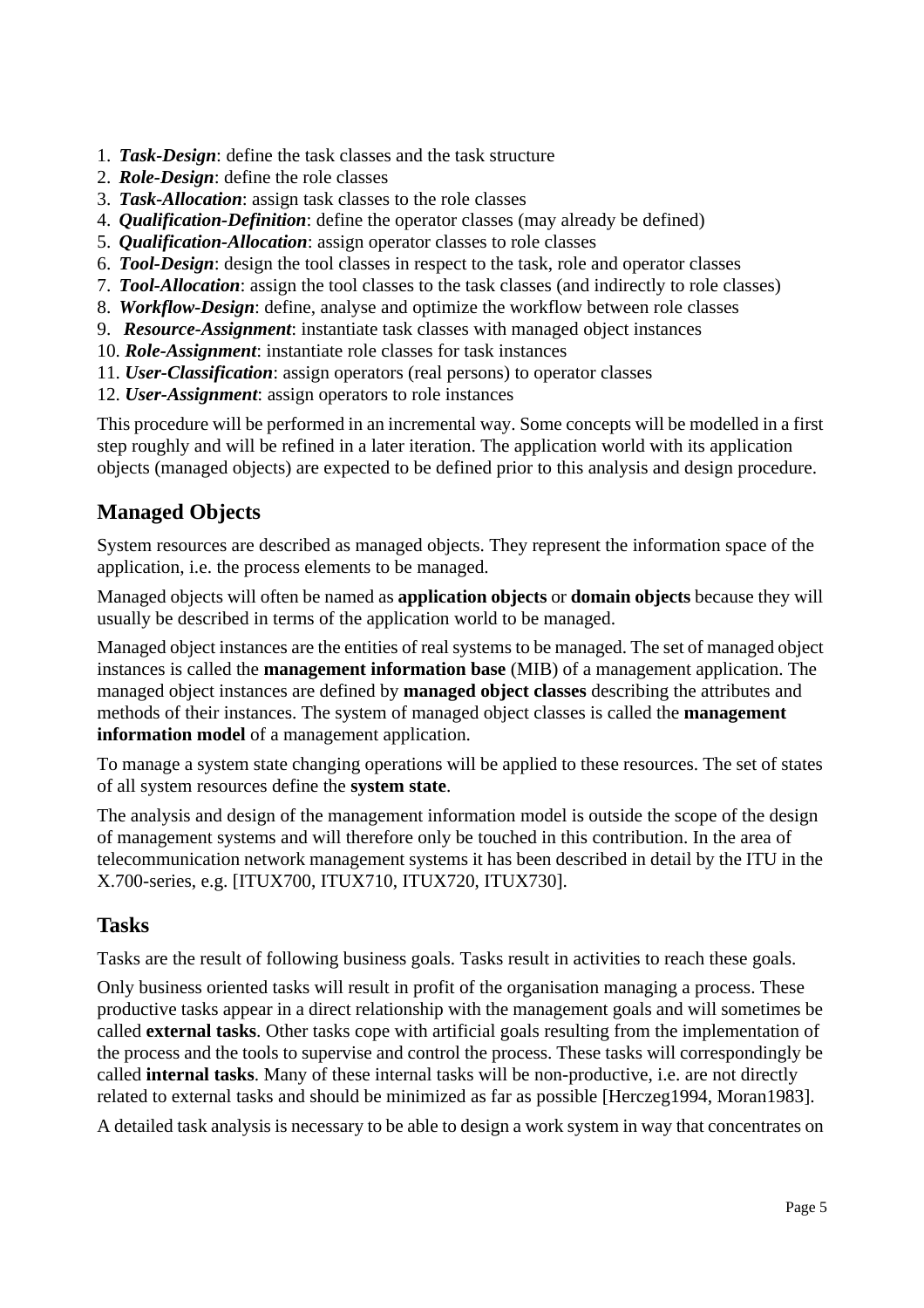1. ***Task-Design***: define the task classes and the task structure
2. ***Role-Design***: define the role classes
3. ***Task-Allocation***: assign task classes to the role classes
4. ***Qualification-Definition***: define the operator classes (may already be defined)
5. ***Qualification-Allocation***: assign operator classes to role classes
6. ***Tool-Design***: design the tool classes in respect to the task, role and operator classes
7. ***Tool-Allocation***: assign the tool classes to the task classes (and indirectly to role classes)
8. ***Workflow-Design***: define, analyse and optimize the workflow between role classes
9. ***Resource-Assignment***: instantiate task classes with managed object instances
10. ***Role-Assignment***: instantiate role classes for task instances
11. ***User-Classification***: assign operators (real persons) to operator classes
12. ***User-Assignment***: assign operators to role instances

This procedure will be performed in an incremental way. Some concepts will be modelled in a first step roughly and will be refined in a later iteration. The application world with its application objects (managed objects) are expected to be defined prior to this analysis and design procedure.

## Managed Objects

System resources are described as managed objects. They represent the information space of the application, i.e. the process elements to be managed.

Managed objects will often be named as **application objects** or **domain objects** because they will usually be described in terms of the application world to be managed.

Managed object instances are the entities of real systems to be managed. The set of managed object instances is called the **management information base** (MIB) of a management application. The managed object instances are defined by **managed object classes** describing the attributes and methods of their instances. The system of managed object classes is called the **management information model** of a management application.

To manage a system state changing operations will be applied to these resources. The set of states of all system resources define the **system state**.

The analysis and design of the management information model is outside the scope of the design of management systems and will therefore only be touched in this contribution. In the area of telecommunication network management systems it has been described in detail by the ITU in the X.700-series, e.g. [ITUX700, ITUX710, ITUX720, ITUX730].

## Tasks

Tasks are the result of following business goals. Tasks result in activities to reach these goals.

Only business oriented tasks will result in profit of the organisation managing a process. These productive tasks appear in a direct relationship with the management goals and will sometimes be called **external tasks**. Other tasks cope with artificial goals resulting from the implementation of the process and the tools to supervise and control the process. These tasks will correspondingly be called **internal tasks**. Many of these internal tasks will be non-productive, i.e. are not directly related to external tasks and should be minimized as far as possible [Herczeg1994, Moran1983].

A detailed task analysis is necessary to be able to design a work system in way that concentrates on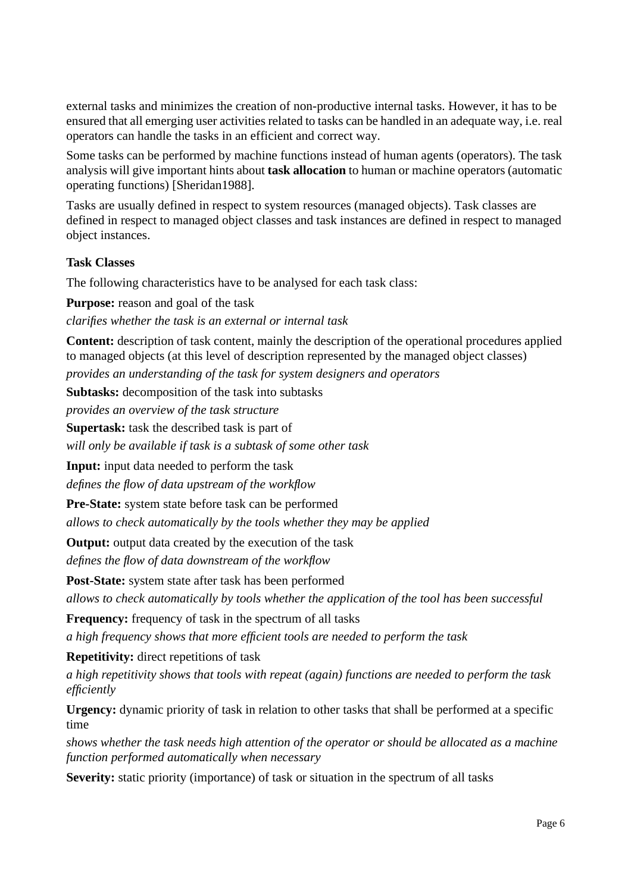external tasks and minimizes the creation of non-productive internal tasks. However, it has to be ensured that all emerging user activities related to tasks can be handled in an adequate way, i.e. real operators can handle the tasks in an efficient and correct way.

Some tasks can be performed by machine functions instead of human agents (operators). The task analysis will give important hints about **task allocation** to human or machine operators (automatic operating functions) [Sheridan1988].

Tasks are usually defined in respect to system resources (managed objects). Task classes are defined in respect to managed object classes and task instances are defined in respect to managed object instances.

**Task Classes**

The following characteristics have to be analysed for each task class:

**Purpose:** reason and goal of the task

*clarifies whether the task is an external or internal task*

**Content:** description of task content, mainly the description of the operational procedures applied to managed objects (at this level of description represented by the managed object classes)

*provides an understanding of the task for system designers and operators*

**Subtasks:** decomposition of the task into subtasks

*provides an overview of the task structure*

**Supertask:** task the described task is part of

*will only be available if task is a subtask of some other task*

**Input:** input data needed to perform the task

*defines the flow of data upstream of the workflow*

**Pre-State:** system state before task can be performed

*allows to check automatically by the tools whether they may be applied*

**Output:** output data created by the execution of the task

*defines the flow of data downstream of the workflow*

**Post-State:** system state after task has been performed

*allows to check automatically by tools whether the application of the tool has been successful*

**Frequency:** frequency of task in the spectrum of all tasks

*a high frequency shows that more efficient tools are needed to perform the task*

**Repetitivity:** direct repetitions of task

*a high repetitivity shows that tools with repeat (again) functions are needed to perform the task efficiently*

**Urgency:** dynamic priority of task in relation to other tasks that shall be performed at a specific time

*shows whether the task needs high attention of the operator or should be allocated as a machine function performed automatically when necessary*

**Severity:** static priority (importance) of task or situation in the spectrum of all tasks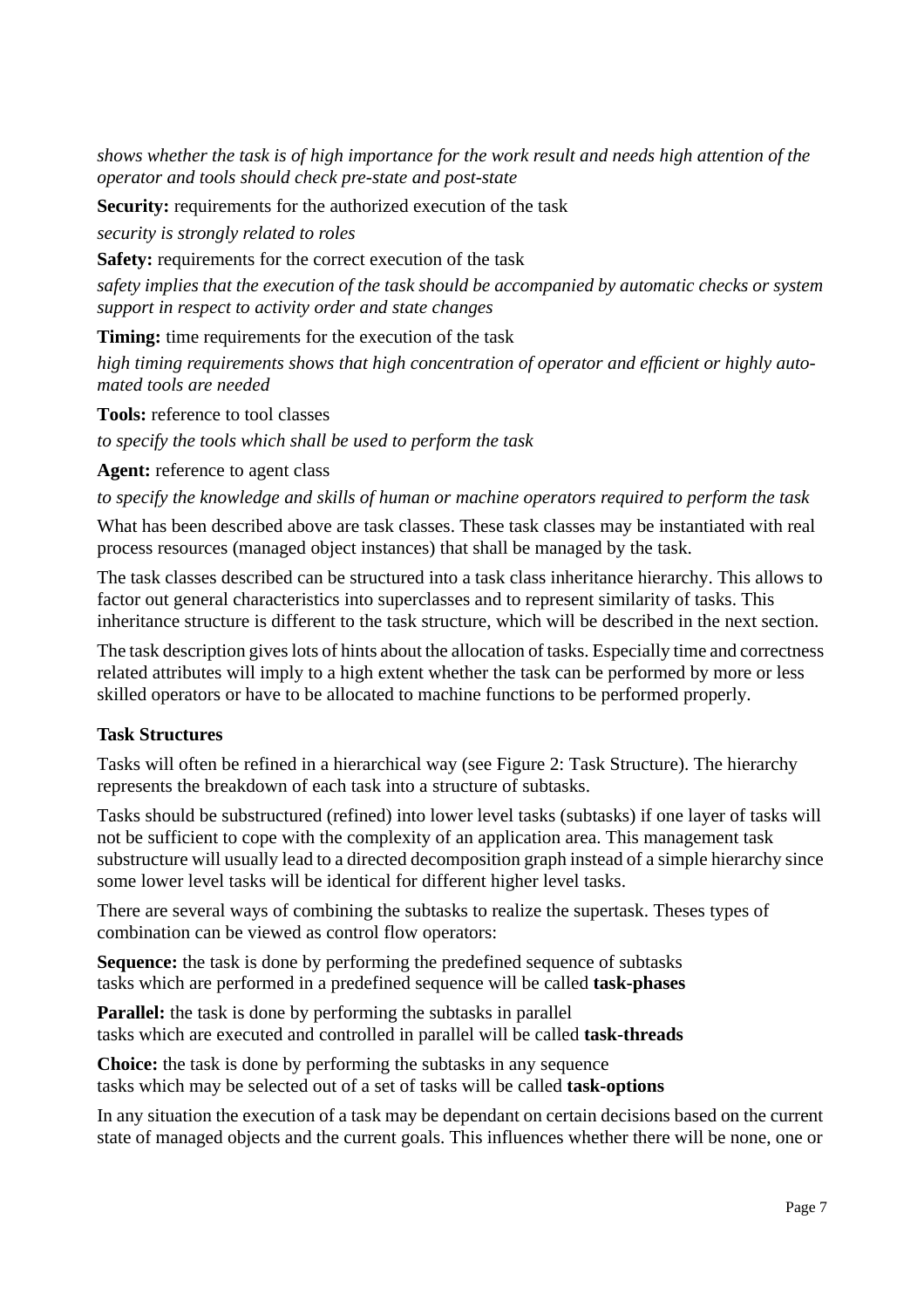*shows whether the task is of high importance for the work result and needs high attention of the operator and tools should check pre-state and post-state*

**Security:** requirements for the authorized execution of the task

*security is strongly related to roles*

**Safety:** requirements for the correct execution of the task

*safety implies that the execution of the task should be accompanied by automatic checks or system support in respect to activity order and state changes*

**Timing:** time requirements for the execution of the task

*high timing requirements shows that high concentration of operator and efficient or highly automated tools are needed*

**Tools:** reference to tool classes

*to specify the tools which shall be used to perform the task*

**Agent:** reference to agent class

*to specify the knowledge and skills of human or machine operators required to perform the task*

What has been described above are task classes. These task classes may be instantiated with real process resources (managed object instances) that shall be managed by the task.

The task classes described can be structured into a task class inheritance hierarchy. This allows to factor out general characteristics into superclasses and to represent similarity of tasks. This inheritance structure is different to the task structure, which will be described in the next section.

The task description gives lots of hints about the allocation of tasks. Especially time and correctness related attributes will imply to a high extent whether the task can be performed by more or less skilled operators or have to be allocated to machine functions to be performed properly.

### Task Structures

Tasks will often be refined in a hierarchical way (see Figure 2: Task Structure). The hierarchy represents the breakdown of each task into a structure of subtasks.

Tasks should be substructured (refined) into lower level tasks (subtasks) if one layer of tasks will not be sufficient to cope with the complexity of an application area. This management task substructure will usually lead to a directed decomposition graph instead of a simple hierarchy since some lower level tasks will be identical for different higher level tasks.

There are several ways of combining the subtasks to realize the supertask. Theses types of combination can be viewed as control flow operators:

**Sequence:** the task is done by performing the predefined sequence of subtasks
tasks which are performed in a predefined sequence will be called **task-phases**

**Parallel:** the task is done by performing the subtasks in parallel
tasks which are executed and controlled in parallel will be called **task-threads**

**Choice:** the task is done by performing the subtasks in any sequence
tasks which may be selected out of a set of tasks will be called **task-options**

In any situation the execution of a task may be dependant on certain decisions based on the current state of managed objects and the current goals. This influences whether there will be none, one or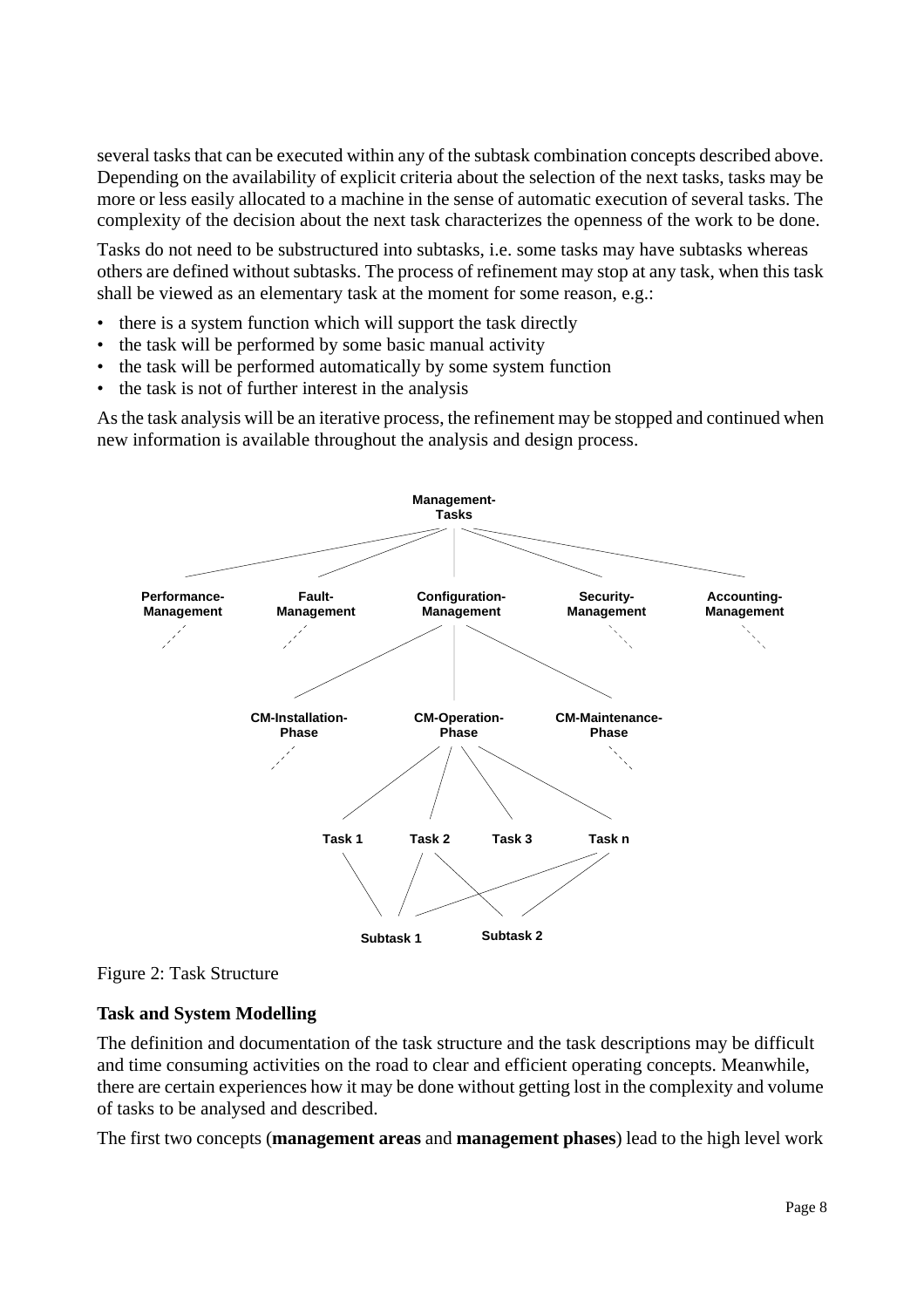several tasks that can be executed within any of the subtask combination concepts described above. Depending on the availability of explicit criteria about the selection of the next tasks, tasks may be more or less easily allocated to a machine in the sense of automatic execution of several tasks. The complexity of the decision about the next task characterizes the openness of the work to be done.

Tasks do not need to be substructured into subtasks, i.e. some tasks may have subtasks whereas others are defined without subtasks. The process of refinement may stop at any task, when this task shall be viewed as an elementary task at the moment for some reason, e.g.:

- there is a system function which will support the task directly
- the task will be performed by some basic manual activity
- the task will be performed automatically by some system function
- the task is not of further interest in the analysis

As the task analysis will be an iterative process, the refinement may be stopped and continued when new information is available throughout the analysis and design process.

Management-Tasks

Performance-Management | Fault-Management | Configuration-Management | Security-Management | Accounting-Management

CM-Installation-Phase | CM-Operation-Phase | CM-Maintenance-Phase

Task 1 | Task 2 | Task 3 | Task n

Subtask 1 | Subtask 2

Figure 2: Task Structure

### Task and System Modelling

The definition and documentation of the task structure and the task descriptions may be difficult and time consuming activities on the road to clear and efficient operating concepts. Meanwhile, there are certain experiences how it may be done without getting lost in the complexity and volume of tasks to be analysed and described.

The first two concepts (**management areas** and **management phases**) lead to the high level work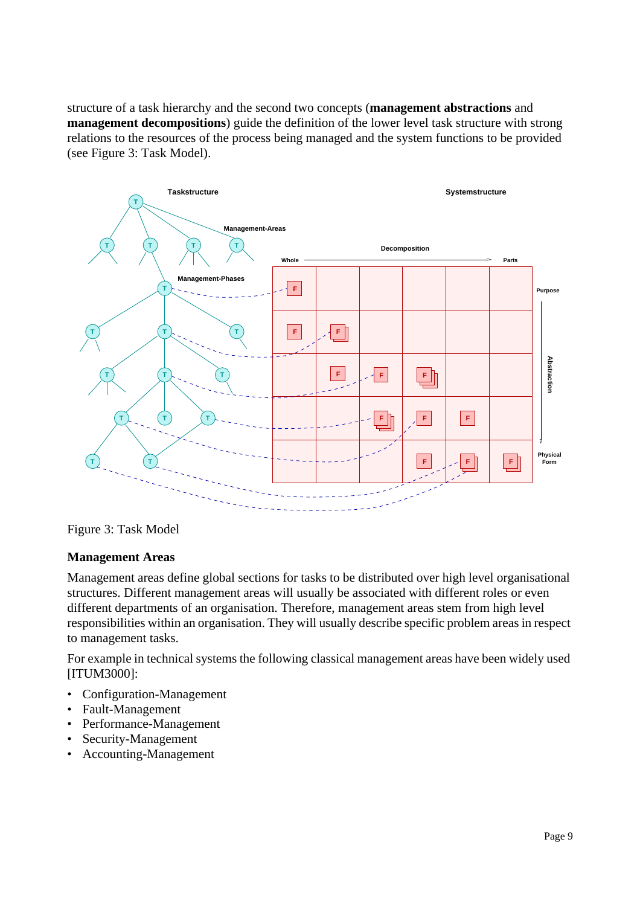structure of a task hierarchy and the second two concepts (**management abstractions** and **management decompositions**) guide the definition of the lower level task structure with strong relations to the resources of the process being managed and the system functions to be provided (see Figure 3: Task Model).

Figure 3: Task Model

### Management Areas

Management areas define global sections for tasks to be distributed over high level organisational structures. Different management areas will usually be associated with different roles or even different departments of an organisation. Therefore, management areas stem from high level responsibilities within an organisation. They will usually describe specific problem areas in respect to management tasks.

For example in technical systems the following classical management areas have been widely used [ITUM3000]:

- Configuration-Management
- Fault-Management
- Performance-Management
- Security-Management
- Accounting-Management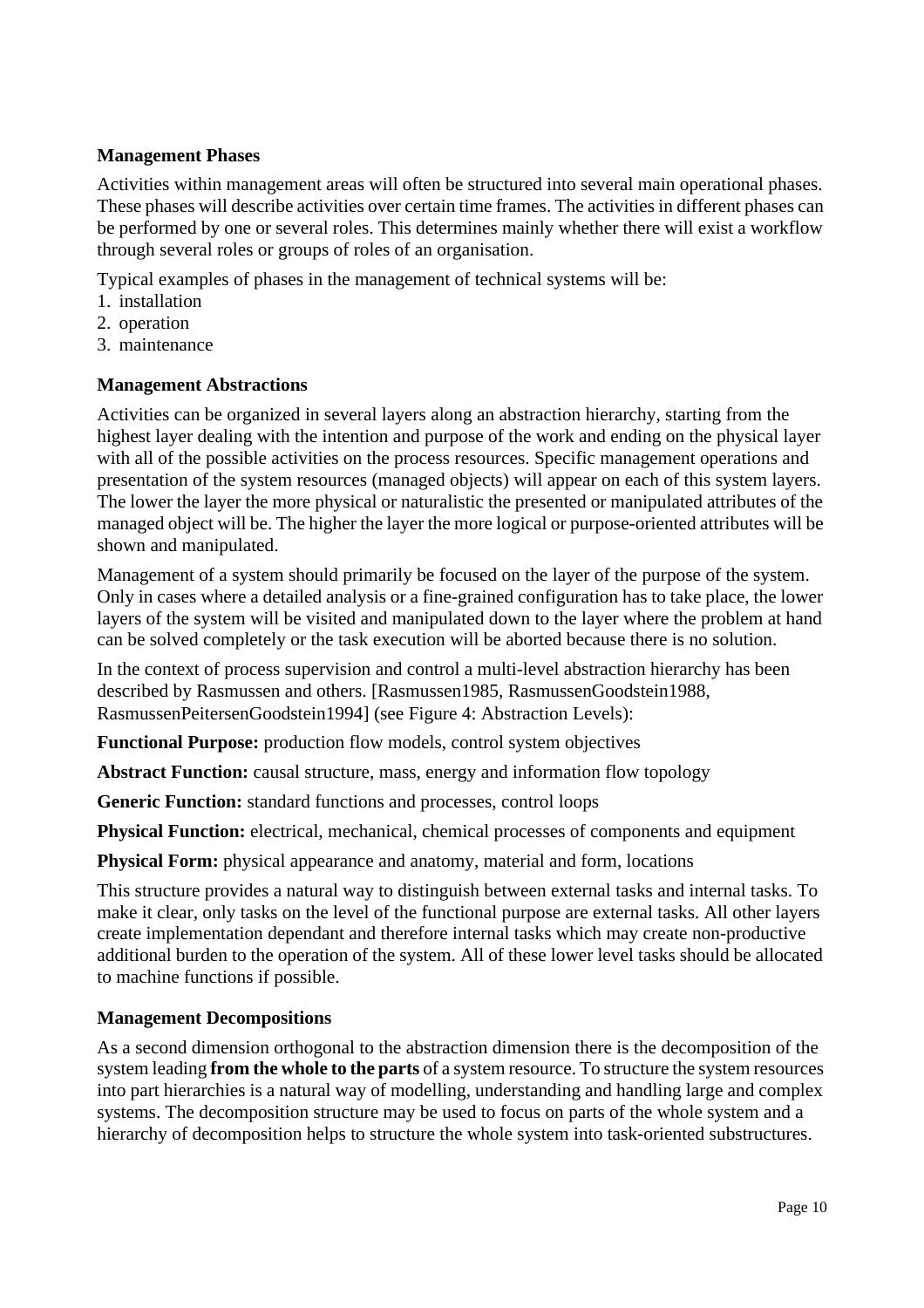### Management Phases

Activities within management areas will often be structured into several main operational phases. These phases will describe activities over certain time frames. The activities in different phases can be performed by one or several roles. This determines mainly whether there will exist a workflow through several roles or groups of roles of an organisation.

Typical examples of phases in the management of technical systems will be:

1. installation
2. operation
3. maintenance

### Management Abstractions

Activities can be organized in several layers along an abstraction hierarchy, starting from the highest layer dealing with the intention and purpose of the work and ending on the physical layer with all of the possible activities on the process resources. Specific management operations and presentation of the system resources (managed objects) will appear on each of this system layers. The lower the layer the more physical or naturalistic the presented or manipulated attributes of the managed object will be. The higher the layer the more logical or purpose-oriented attributes will be shown and manipulated.

Management of a system should primarily be focused on the layer of the purpose of the system. Only in cases where a detailed analysis or a fine-grained configuration has to take place, the lower layers of the system will be visited and manipulated down to the layer where the problem at hand can be solved completely or the task execution will be aborted because there is no solution.

In the context of process supervision and control a multi-level abstraction hierarchy has been described by Rasmussen and others. [Rasmussen1985, RasmussenGoodstein1988, RasmussenPeitersenGoodstein1994] (see Figure 4: Abstraction Levels):

**Functional Purpose:** production flow models, control system objectives

**Abstract Function:** causal structure, mass, energy and information flow topology

**Generic Function:** standard functions and processes, control loops

**Physical Function:** electrical, mechanical, chemical processes of components and equipment

**Physical Form:** physical appearance and anatomy, material and form, locations

This structure provides a natural way to distinguish between external tasks and internal tasks. To make it clear, only tasks on the level of the functional purpose are external tasks. All other layers create implementation dependant and therefore internal tasks which may create non-productive additional burden to the operation of the system. All of these lower level tasks should be allocated to machine functions if possible.

### Management Decompositions

As a second dimension orthogonal to the abstraction dimension there is the decomposition of the system leading **from the whole to the parts** of a system resource. To structure the system resources into part hierarchies is a natural way of modelling, understanding and handling large and complex systems. The decomposition structure may be used to focus on parts of the whole system and a hierarchy of decomposition helps to structure the whole system into task-oriented substructures.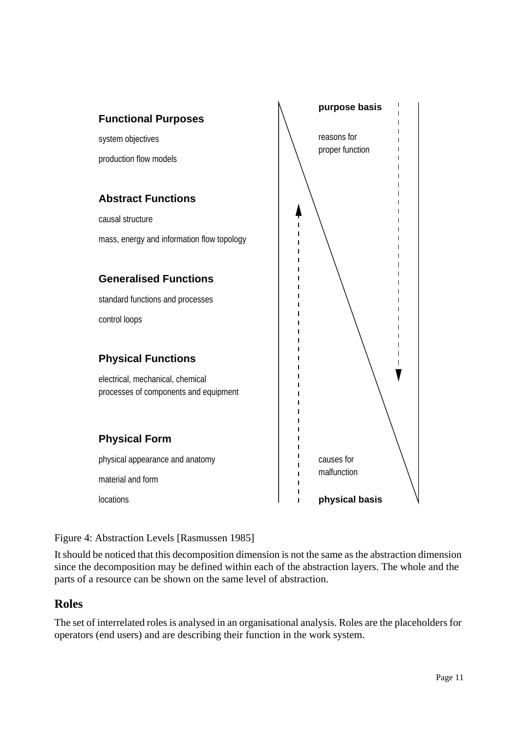**Functional Purposes**

system objectives

production flow models

**Abstract Functions**

causal structure

mass, energy and information flow topology

**Generalised Functions**

standard functions and processes

control loops

**Physical Functions**

electrical, mechanical, chemical
processes of components and equipment

**Physical Form**

physical appearance and anatomy

material and form

locations

**purpose basis**

reasons for
proper function

causes for
malfunction

**physical basis**

Figure 4: Abstraction Levels [Rasmussen 1985]

It should be noticed that this decomposition dimension is not the same as the abstraction dimension since the decomposition may be defined within each of the abstraction layers. The whole and the parts of a resource can be shown on the same level of abstraction.

## Roles

The set of interrelated roles is analysed in an organisational analysis. Roles are the placeholders for operators (end users) and are describing their function in the work system.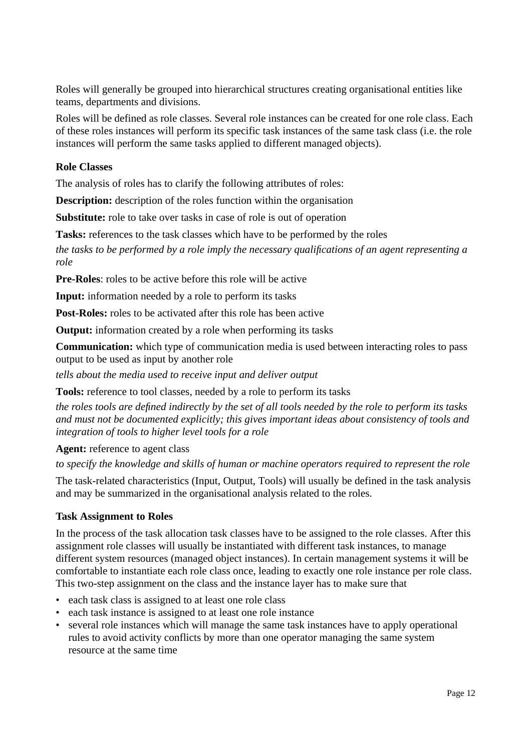Roles will generally be grouped into hierarchical structures creating organisational entities like teams, departments and divisions.

Roles will be defined as role classes. Several role instances can be created for one role class. Each of these roles instances will perform its specific task instances of the same task class (i.e. the role instances will perform the same tasks applied to different managed objects).

### Role Classes

The analysis of roles has to clarify the following attributes of roles:

**Description:** description of the roles function within the organisation

**Substitute:** role to take over tasks in case of role is out of operation

**Tasks:** references to the task classes which have to be performed by the roles

*the tasks to be performed by a role imply the necessary qualifications of an agent representing a role*

**Pre-Roles**: roles to be active before this role will be active

**Input:** information needed by a role to perform its tasks

**Post-Roles:** roles to be activated after this role has been active

**Output:** information created by a role when performing its tasks

**Communication:** which type of communication media is used between interacting roles to pass output to be used as input by another role

*tells about the media used to receive input and deliver output*

**Tools:** reference to tool classes, needed by a role to perform its tasks

*the roles tools are defined indirectly by the set of all tools needed by the role to perform its tasks and must not be documented explicitly; this gives important ideas about consistency of tools and integration of tools to higher level tools for a role*

**Agent:** reference to agent class

*to specify the knowledge and skills of human or machine operators required to represent the role*

The task-related characteristics (Input, Output, Tools) will usually be defined in the task analysis and may be summarized in the organisational analysis related to the roles.

### Task Assignment to Roles

In the process of the task allocation task classes have to be assigned to the role classes. After this assignment role classes will usually be instantiated with different task instances, to manage different system resources (managed object instances). In certain management systems it will be comfortable to instantiate each role class once, leading to exactly one role instance per role class. This two-step assignment on the class and the instance layer has to make sure that

- each task class is assigned to at least one role class
- each task instance is assigned to at least one role instance
- several role instances which will manage the same task instances have to apply operational rules to avoid activity conflicts by more than one operator managing the same system resource at the same time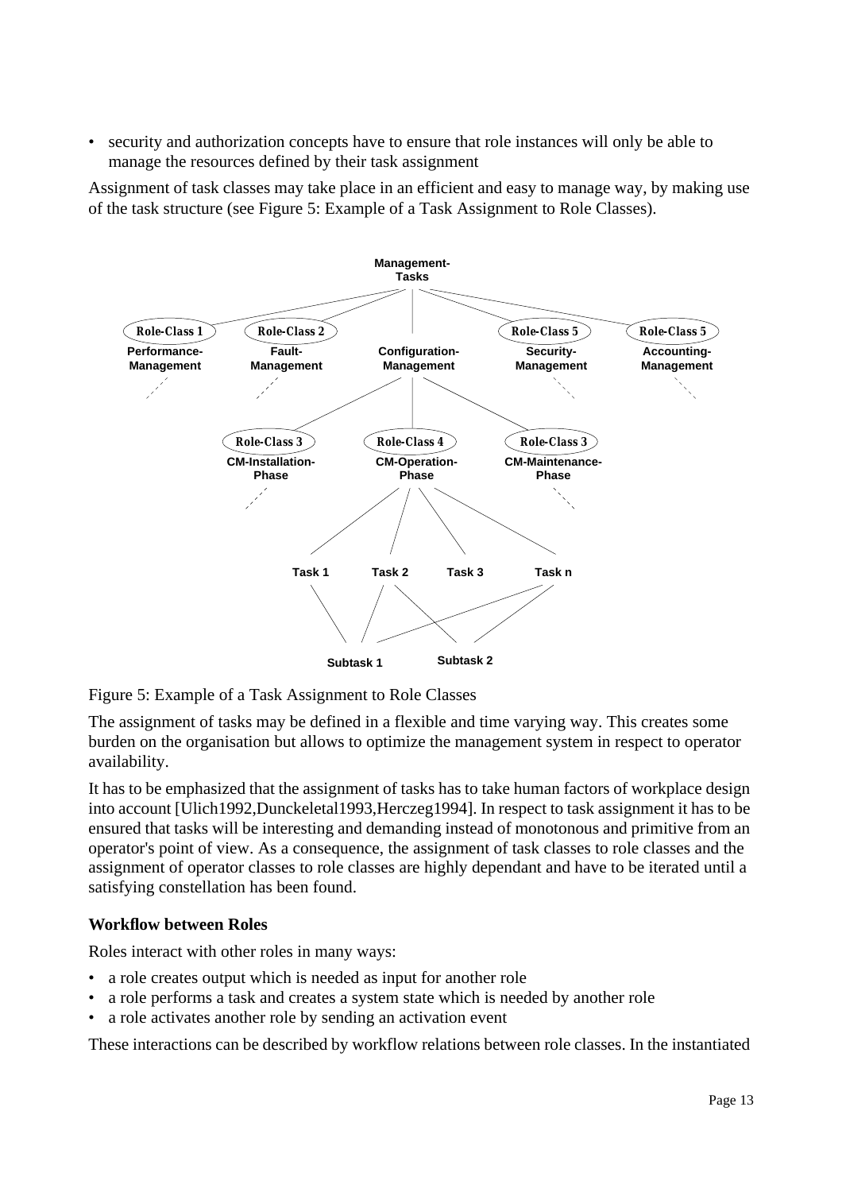- security and authorization concepts have to ensure that role instances will only be able to manage the resources defined by their task assignment

Assignment of task classes may take place in an efficient and easy to manage way, by making use of the task structure (see Figure 5: Example of a Task Assignment to Role Classes).

Figure 5: Example of a Task Assignment to Role Classes

The assignment of tasks may be defined in a flexible and time varying way. This creates some burden on the organisation but allows to optimize the management system in respect to operator availability.

It has to be emphasized that the assignment of tasks has to take human factors of workplace design into account [Ulich1992,Dunckeletal1993,Herczeg1994]. In respect to task assignment it has to be ensured that tasks will be interesting and demanding instead of monotonous and primitive from an operator's point of view. As a consequence, the assignment of task classes to role classes and the assignment of operator classes to role classes are highly dependant and have to be iterated until a satisfying constellation has been found.

### Workflow between Roles

Roles interact with other roles in many ways:

- a role creates output which is needed as input for another role
- a role performs a task and creates a system state which is needed by another role
- a role activates another role by sending an activation event

These interactions can be described by workflow relations between role classes. In the instantiated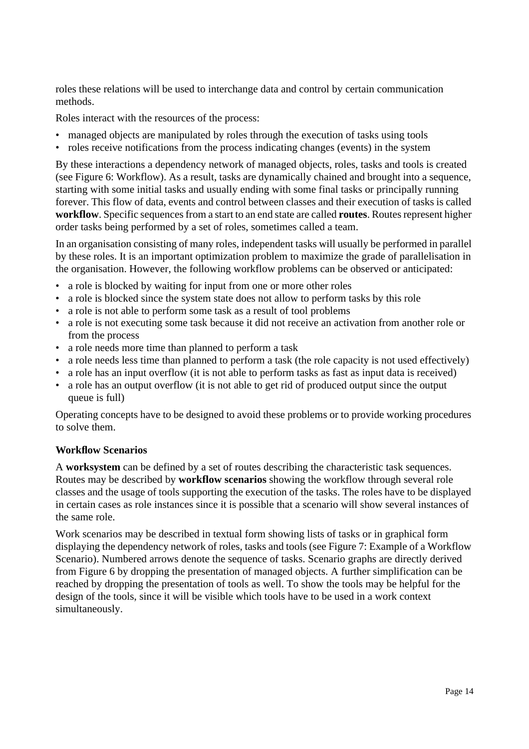roles these relations will be used to interchange data and control by certain communication methods.

Roles interact with the resources of the process:

- managed objects are manipulated by roles through the execution of tasks using tools
- roles receive notifications from the process indicating changes (events) in the system

By these interactions a dependency network of managed objects, roles, tasks and tools is created (see Figure 6: Workflow). As a result, tasks are dynamically chained and brought into a sequence, starting with some initial tasks and usually ending with some final tasks or principally running forever. This flow of data, events and control between classes and their execution of tasks is called **workflow**. Specific sequences from a start to an end state are called **routes**. Routes represent higher order tasks being performed by a set of roles, sometimes called a team.

In an organisation consisting of many roles, independent tasks will usually be performed in parallel by these roles. It is an important optimization problem to maximize the grade of parallelisation in the organisation. However, the following workflow problems can be observed or anticipated:

- a role is blocked by waiting for input from one or more other roles
- a role is blocked since the system state does not allow to perform tasks by this role
- a role is not able to perform some task as a result of tool problems
- a role is not executing some task because it did not receive an activation from another role or from the process
- a role needs more time than planned to perform a task
- a role needs less time than planned to perform a task (the role capacity is not used effectively)
- a role has an input overflow (it is not able to perform tasks as fast as input data is received)
- a role has an output overflow (it is not able to get rid of produced output since the output queue is full)

Operating concepts have to be designed to avoid these problems or to provide working procedures to solve them.

**Workflow Scenarios**

A **worksystem** can be defined by a set of routes describing the characteristic task sequences. Routes may be described by **workflow scenarios** showing the workflow through several role classes and the usage of tools supporting the execution of the tasks. The roles have to be displayed in certain cases as role instances since it is possible that a scenario will show several instances of the same role.

Work scenarios may be described in textual form showing lists of tasks or in graphical form displaying the dependency network of roles, tasks and tools (see Figure 7: Example of a Workflow Scenario). Numbered arrows denote the sequence of tasks. Scenario graphs are directly derived from Figure 6 by dropping the presentation of managed objects. A further simplification can be reached by dropping the presentation of tools as well. To show the tools may be helpful for the design of the tools, since it will be visible which tools have to be used in a work context simultaneously.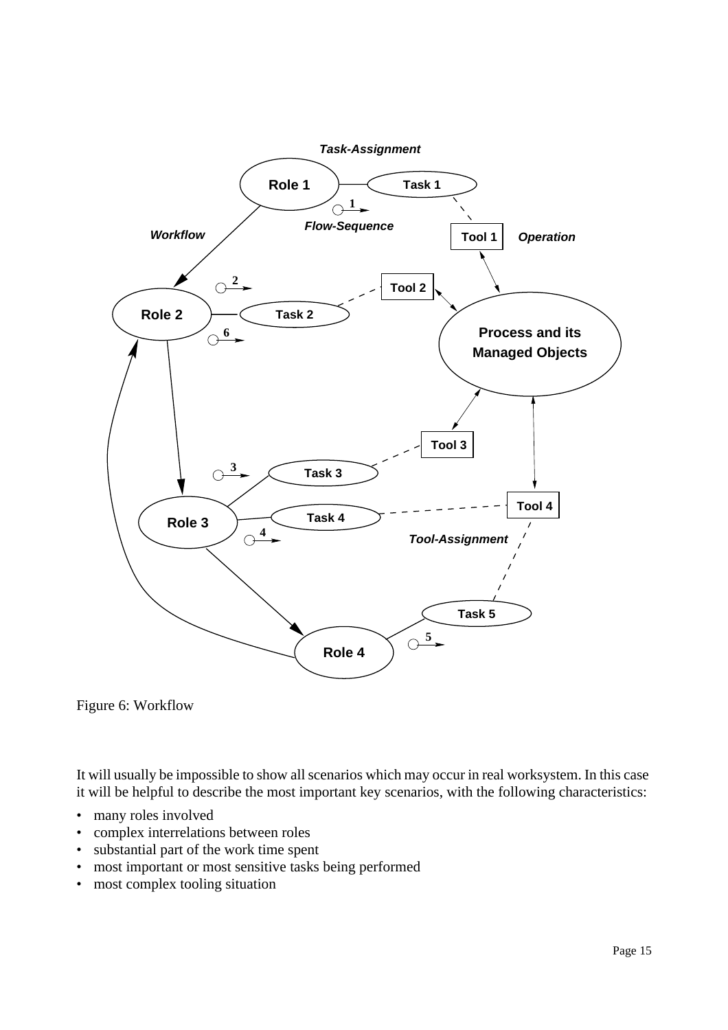Figure 6: Workflow

It will usually be impossible to show all scenarios which may occur in real worksystem. In this case it will be helpful to describe the most important key scenarios, with the following characteristics:

- many roles involved
- complex interrelations between roles
- substantial part of the work time spent
- most important or most sensitive tasks being performed
- most complex tooling situation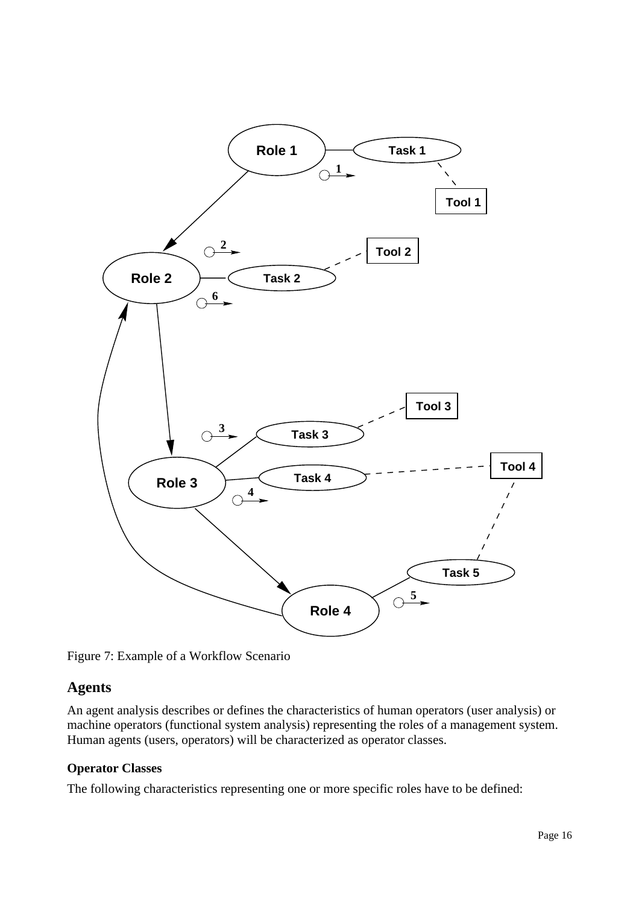Figure 7: Example of a Workflow Scenario

## Agents

An agent analysis describes or defines the characteristics of human operators (user analysis) or machine operators (functional system analysis) representing the roles of a management system. Human agents (users, operators) will be characterized as operator classes.

### Operator Classes

The following characteristics representing one or more specific roles have to be defined: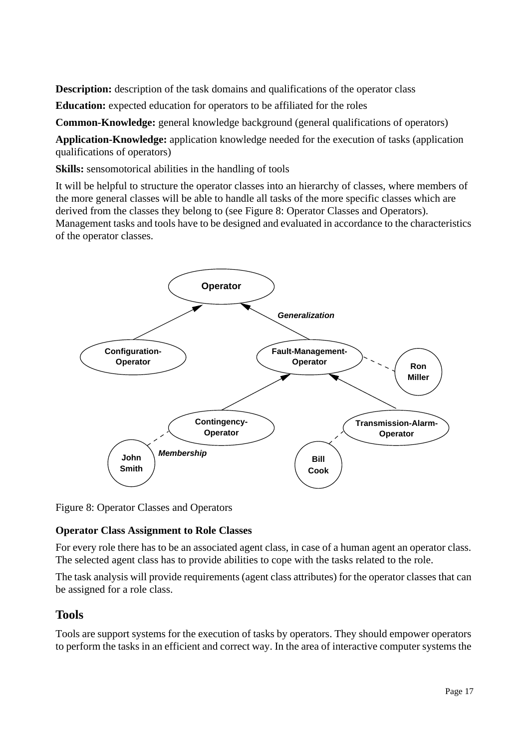**Description:** description of the task domains and qualifications of the operator class

**Education:** expected education for operators to be affiliated for the roles

**Common-Knowledge:** general knowledge background (general qualifications of operators)

**Application-Knowledge:** application knowledge needed for the execution of tasks (application qualifications of operators)

**Skills:** sensomotorical abilities in the handling of tools

It will be helpful to structure the operator classes into an hierarchy of classes, where members of the more general classes will be able to handle all tasks of the more specific classes which are derived from the classes they belong to (see Figure 8: Operator Classes and Operators). Management tasks and tools have to be designed and evaluated in accordance to the characteristics of the operator classes.

Figure 8: Operator Classes and Operators

### Operator Class Assignment to Role Classes

For every role there has to be an associated agent class, in case of a human agent an operator class. The selected agent class has to provide abilities to cope with the tasks related to the role.

The task analysis will provide requirements (agent class attributes) for the operator classes that can be assigned for a role class.

## Tools

Tools are support systems for the execution of tasks by operators. They should empower operators to perform the tasks in an efficient and correct way. In the area of interactive computer systems the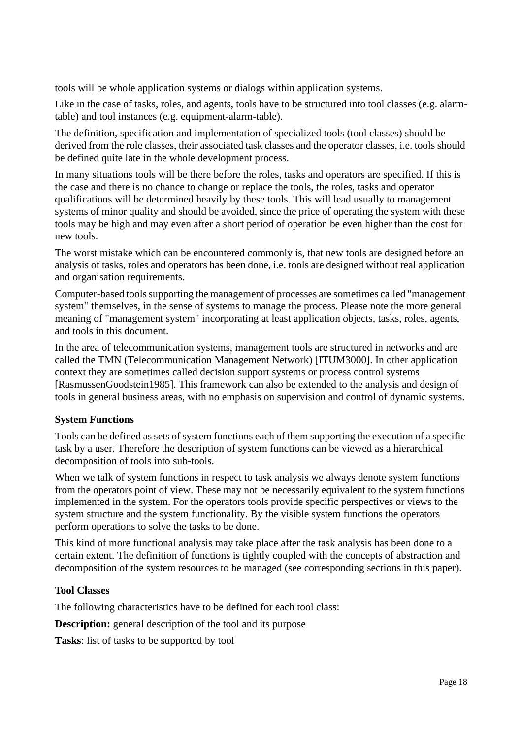tools will be whole application systems or dialogs within application systems.

Like in the case of tasks, roles, and agents, tools have to be structured into tool classes (e.g. alarm-table) and tool instances (e.g. equipment-alarm-table).

The definition, specification and implementation of specialized tools (tool classes) should be derived from the role classes, their associated task classes and the operator classes, i.e. tools should be defined quite late in the whole development process.

In many situations tools will be there before the roles, tasks and operators are specified. If this is the case and there is no chance to change or replace the tools, the roles, tasks and operator qualifications will be determined heavily by these tools. This will lead usually to management systems of minor quality and should be avoided, since the price of operating the system with these tools may be high and may even after a short period of operation be even higher than the cost for new tools.

The worst mistake which can be encountered commonly is, that new tools are designed before an analysis of tasks, roles and operators has been done, i.e. tools are designed without real application and organisation requirements.

Computer-based tools supporting the management of processes are sometimes called "management system" themselves, in the sense of systems to manage the process. Please note the more general meaning of "management system" incorporating at least application objects, tasks, roles, agents, and tools in this document.

In the area of telecommunication systems, management tools are structured in networks and are called the TMN (Telecommunication Management Network) [ITUM3000]. In other application context they are sometimes called decision support systems or process control systems [RasmussenGoodstein1985]. This framework can also be extended to the analysis and design of tools in general business areas, with no emphasis on supervision and control of dynamic systems.

**System Functions**

Tools can be defined as sets of system functions each of them supporting the execution of a specific task by a user. Therefore the description of system functions can be viewed as a hierarchical decomposition of tools into sub-tools.

When we talk of system functions in respect to task analysis we always denote system functions from the operators point of view. These may not be necessarily equivalent to the system functions implemented in the system. For the operators tools provide specific perspectives or views to the system structure and the system functionality. By the visible system functions the operators perform operations to solve the tasks to be done.

This kind of more functional analysis may take place after the task analysis has been done to a certain extent. The definition of functions is tightly coupled with the concepts of abstraction and decomposition of the system resources to be managed (see corresponding sections in this paper).

**Tool Classes**

The following characteristics have to be defined for each tool class:

**Description:** general description of the tool and its purpose

**Tasks**: list of tasks to be supported by tool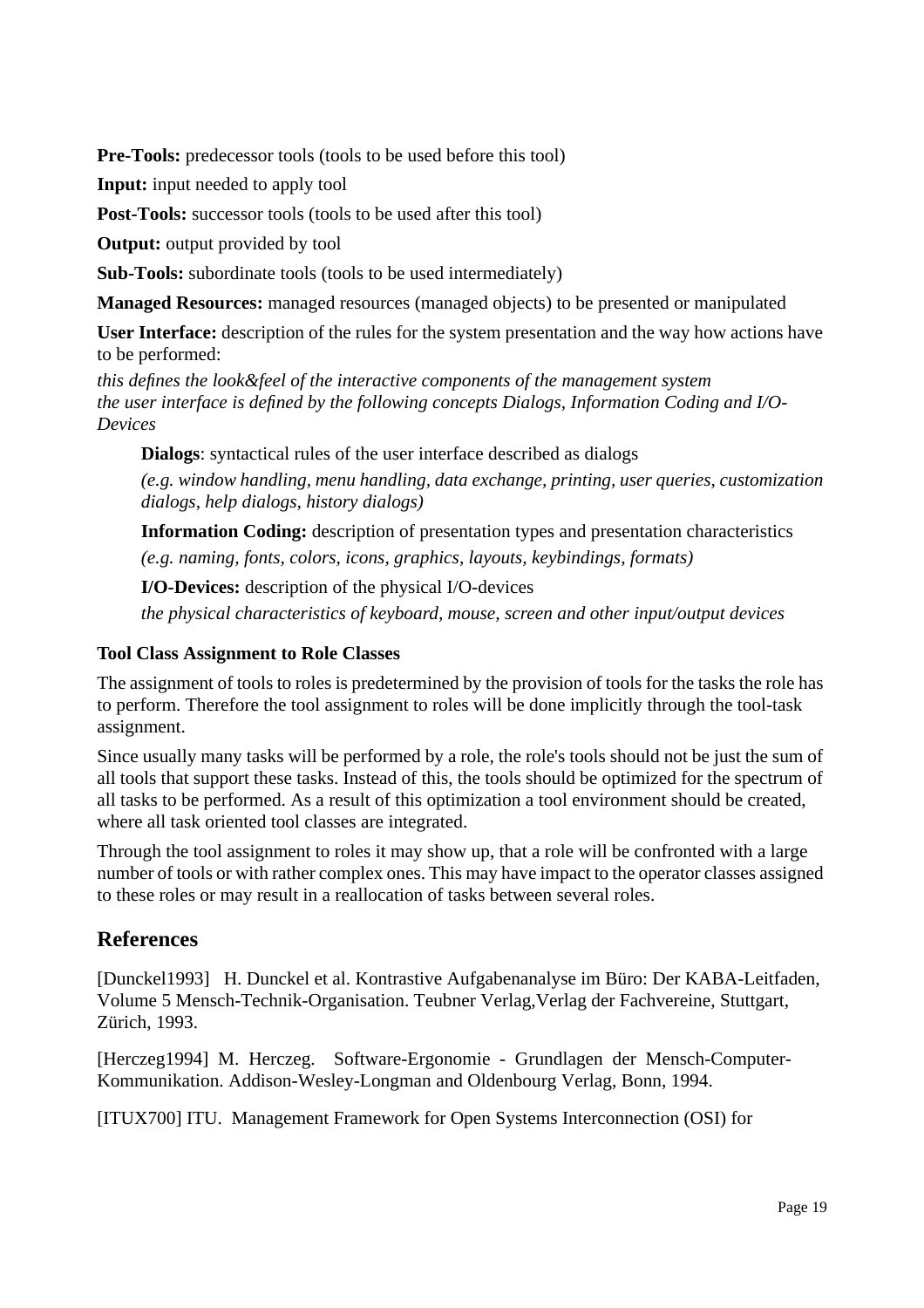**Pre-Tools:** predecessor tools (tools to be used before this tool)

**Input:** input needed to apply tool

**Post-Tools:** successor tools (tools to be used after this tool)

**Output:** output provided by tool

**Sub-Tools:** subordinate tools (tools to be used intermediately)

**Managed Resources:** managed resources (managed objects) to be presented or manipulated

**User Interface:** description of the rules for the system presentation and the way how actions have to be performed:

*this defines the look&feel of the interactive components of the management system*
*the user interface is defined by the following concepts Dialogs, Information Coding and I/O-Devices*

> **Dialogs**: syntactical rules of the user interface described as dialogs
>
> *(e.g. window handling, menu handling, data exchange, printing, user queries, customization dialogs, help dialogs, history dialogs)*
>
> **Information Coding:** description of presentation types and presentation characteristics
>
> *(e.g. naming, fonts, colors, icons, graphics, layouts, keybindings, formats)*
>
> **I/O-Devices:** description of the physical I/O-devices
>
> *the physical characteristics of keyboard, mouse, screen and other input/output devices*

### Tool Class Assignment to Role Classes

The assignment of tools to roles is predetermined by the provision of tools for the tasks the role has to perform. Therefore the tool assignment to roles will be done implicitly through the tool-task assignment.

Since usually many tasks will be performed by a role, the role's tools should not be just the sum of all tools that support these tasks. Instead of this, the tools should be optimized for the spectrum of all tasks to be performed. As a result of this optimization a tool environment should be created, where all task oriented tool classes are integrated.

Through the tool assignment to roles it may show up, that a role will be confronted with a large number of tools or with rather complex ones. This may have impact to the operator classes assigned to these roles or may result in a reallocation of tasks between several roles.

## References

[Dunckel1993] H. Dunckel et al. Kontrastive Aufgabenanalyse im Büro: Der KABA-Leitfaden, Volume 5 Mensch-Technik-Organisation. Teubner Verlag,Verlag der Fachvereine, Stuttgart, Zürich, 1993.

[Herczeg1994] M. Herczeg. Software-Ergonomie - Grundlagen der Mensch-Computer-Kommunikation. Addison-Wesley-Longman and Oldenbourg Verlag, Bonn, 1994.

[ITUX700] ITU. Management Framework for Open Systems Interconnection (OSI) for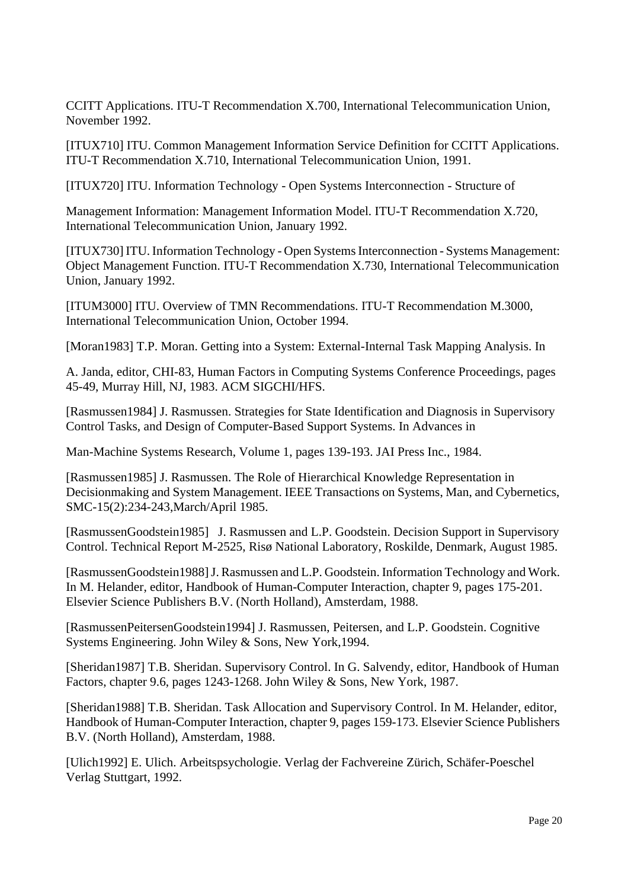CCITT Applications. ITU-T Recommendation X.700, International Telecommunication Union, November 1992.

[ITUX710] ITU. Common Management Information Service Definition for CCITT Applications. ITU-T Recommendation X.710, International Telecommunication Union, 1991.

[ITUX720] ITU. Information Technology - Open Systems Interconnection - Structure of

Management Information: Management Information Model. ITU-T Recommendation X.720, International Telecommunication Union, January 1992.

[ITUX730] ITU. Information Technology - Open Systems Interconnection - Systems Management: Object Management Function. ITU-T Recommendation X.730, International Telecommunication Union, January 1992.

[ITUM3000] ITU. Overview of TMN Recommendations. ITU-T Recommendation M.3000, International Telecommunication Union, October 1994.

[Moran1983] T.P. Moran. Getting into a System: External-Internal Task Mapping Analysis. In

A. Janda, editor, CHI-83, Human Factors in Computing Systems Conference Proceedings, pages 45-49, Murray Hill, NJ, 1983. ACM SIGCHI/HFS.

[Rasmussen1984] J. Rasmussen. Strategies for State Identification and Diagnosis in Supervisory Control Tasks, and Design of Computer-Based Support Systems. In Advances in

Man-Machine Systems Research, Volume 1, pages 139-193. JAI Press Inc., 1984.

[Rasmussen1985] J. Rasmussen. The Role of Hierarchical Knowledge Representation in Decisionmaking and System Management. IEEE Transactions on Systems, Man, and Cybernetics, SMC-15(2):234-243,March/April 1985.

[RasmussenGoodstein1985] J. Rasmussen and L.P. Goodstein. Decision Support in Supervisory Control. Technical Report M-2525, Risø National Laboratory, Roskilde, Denmark, August 1985.

[RasmussenGoodstein1988] J. Rasmussen and L.P. Goodstein. Information Technology and Work. In M. Helander, editor, Handbook of Human-Computer Interaction, chapter 9, pages 175-201. Elsevier Science Publishers B.V. (North Holland), Amsterdam, 1988.

[RasmussenPeitersenGoodstein1994] J. Rasmussen, Peitersen, and L.P. Goodstein. Cognitive Systems Engineering. John Wiley & Sons, New York,1994.

[Sheridan1987] T.B. Sheridan. Supervisory Control. In G. Salvendy, editor, Handbook of Human Factors, chapter 9.6, pages 1243-1268. John Wiley & Sons, New York, 1987.

[Sheridan1988] T.B. Sheridan. Task Allocation and Supervisory Control. In M. Helander, editor, Handbook of Human-Computer Interaction, chapter 9, pages 159-173. Elsevier Science Publishers B.V. (North Holland), Amsterdam, 1988.

[Ulich1992] E. Ulich. Arbeitspsychologie. Verlag der Fachvereine Zürich, Schäfer-Poeschel Verlag Stuttgart, 1992.